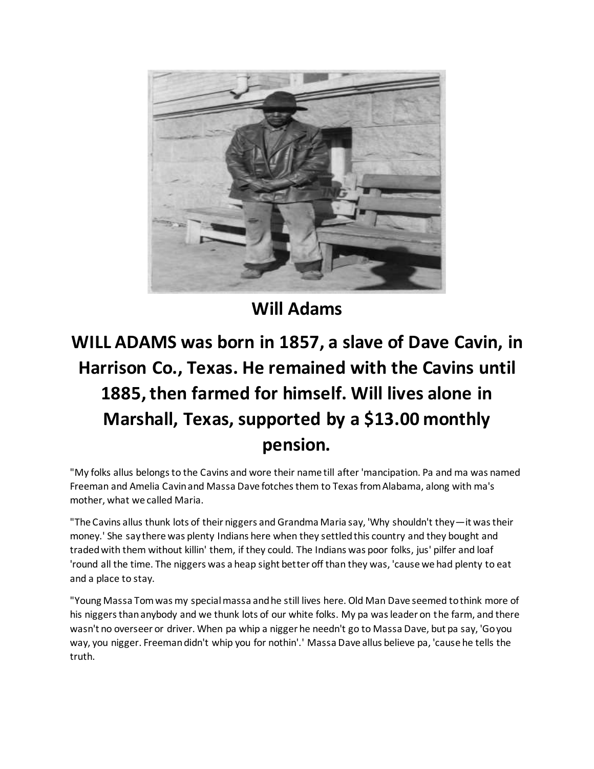# Will Adams

## WILL ADAMS was born in 1857, a slave of Dave Cavin, in Harrison Co., Texas. He remained with the Cavins until 1885, then farmed for himself. Will lives alone in Marshall, Texas, supported by a $13.00 monthly pension.

"My folks allus belongs to the Cavins and wore their name till after 'mancipation. Pa and ma was named Freeman and Amelia Cavin and Massa Dave fotches them to Texas from Alabama, along with ma's mother, what we called Maria.

"The Cavins allus thunk lots of their niggers and Grandma Maria say, 'Why shouldn't they—it was their money.' She say there was plenty Indians here when they settled this country and they bought and traded with them without killin' them, if they could. The Indians was poor folks, jus' pilfer and loaf 'round all the time. The niggers was a heap sight better off than they was, 'cause we had plenty to eat and a place to stay.

"Young Massa Tom was my special massa and he still lives here. Old Man Dave seemed to think more of his niggers than anybody and we thunk lots of our white folks. My pa was leader on the farm, and there wasn't no overseer or driver. When pa whip a nigger he needn't go to Massa Dave, but pa say, 'Go you way, you nigger. Freeman didn't whip you for nothin'.' Massa Dave allus believe pa, 'cause he tells the truth.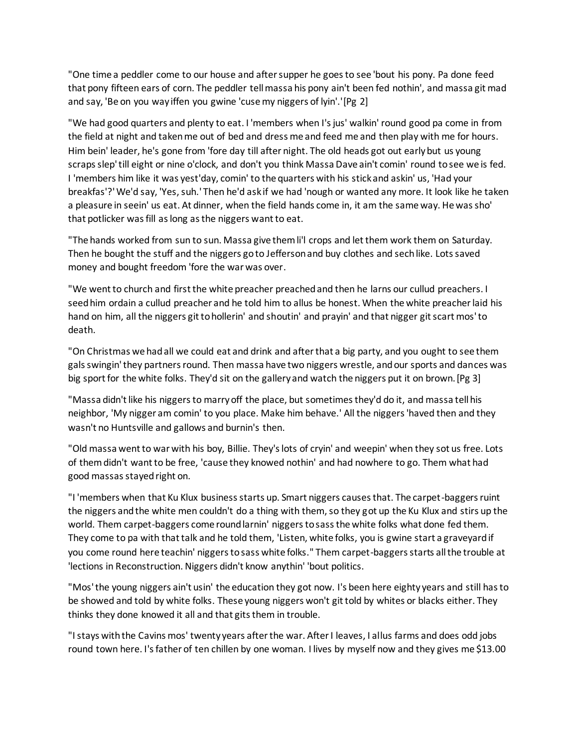"One time a peddler come to our house and after supper he goes to see 'bout his pony. Pa done feed that pony fifteen ears of corn. The peddler tell massa his pony ain't been fed nothin', and massa git mad and say, 'Be on you way iffen you gwine 'cuse my niggers of lyin'.'[Pg 2]

"We had good quarters and plenty to eat. I 'members when I's jus' walkin' round good pa come in from the field at night and taken me out of bed and dress me and feed me and then play with me for hours. Him bein' leader, he's gone from 'fore day till after night. The old heads got out early but us young scraps slep' till eight or nine o'clock, and don't you think Massa Dave ain't comin' round to see we is fed. I 'members him like it was yest'day, comin' to the quarters with his stick and askin' us, 'Had your breakfas'?' We'd say, 'Yes, suh.' Then he'd ask if we had 'nough or wanted any more. It look like he taken a pleasure in seein' us eat. At dinner, when the field hands come in, it am the same way. He was sho' that potlicker was fill as long as the niggers want to eat.

"The hands worked from sun to sun. Massa give them li'l crops and let them work them on Saturday. Then he bought the stuff and the niggers go to Jefferson and buy clothes and sech like. Lots saved money and bought freedom 'fore the war was over.

"We went to church and first the white preacher preached and then he larns our cullud preachers. I seed him ordain a cullud preacher and he told him to allus be honest. When the white preacher laid his hand on him, all the niggers git to hollerin' and shoutin' and prayin' and that nigger git scart mos' to death.

"On Christmas we had all we could eat and drink and after that a big party, and you ought to see them gals swingin' they partners round. Then massa have two niggers wrestle, and our sports and dances was big sport for the white folks. They'd sit on the gallery and watch the niggers put it on brown. [Pg 3]

"Massa didn't like his niggers to marry off the place, but sometimes they'd do it, and massa tell his neighbor, 'My nigger am comin' to you place. Make him behave.' All the niggers 'haved then and they wasn't no Huntsville and gallows and burnin's then.

"Old massa went to war with his boy, Billie. They's lots of cryin' and weepin' when they sot us free. Lots of them didn't want to be free, 'cause they knowed nothin' and had nowhere to go. Them what had good massas stayed right on.

"I 'members when that Ku Klux business starts up. Smart niggers causes that. The carpet-baggers ruint the niggers and the white men couldn't do a thing with them, so they got up the Ku Klux and stirs up the world. Them carpet-baggers come round larnin' niggers to sass the white folks what done fed them. They come to pa with that talk and he told them, 'Listen, white folks, you is gwine start a graveyard if you come round here teachin' niggers to sass white folks." Them carpet-baggers starts all the trouble at 'lections in Reconstruction. Niggers didn't know anythin' 'bout politics.

"Mos' the young niggers ain't usin' the education they got now. I's been here eighty years and still has to be showed and told by white folks. These young niggers won't git told by whites or blacks either. They thinks they done knowed it all and that gits them in trouble.

"I stays with the Cavins mos' twenty years after the war. After I leaves, I allus farms and does odd jobs round town here. I's father of ten chillen by one woman. I lives by myself now and they gives me $13.00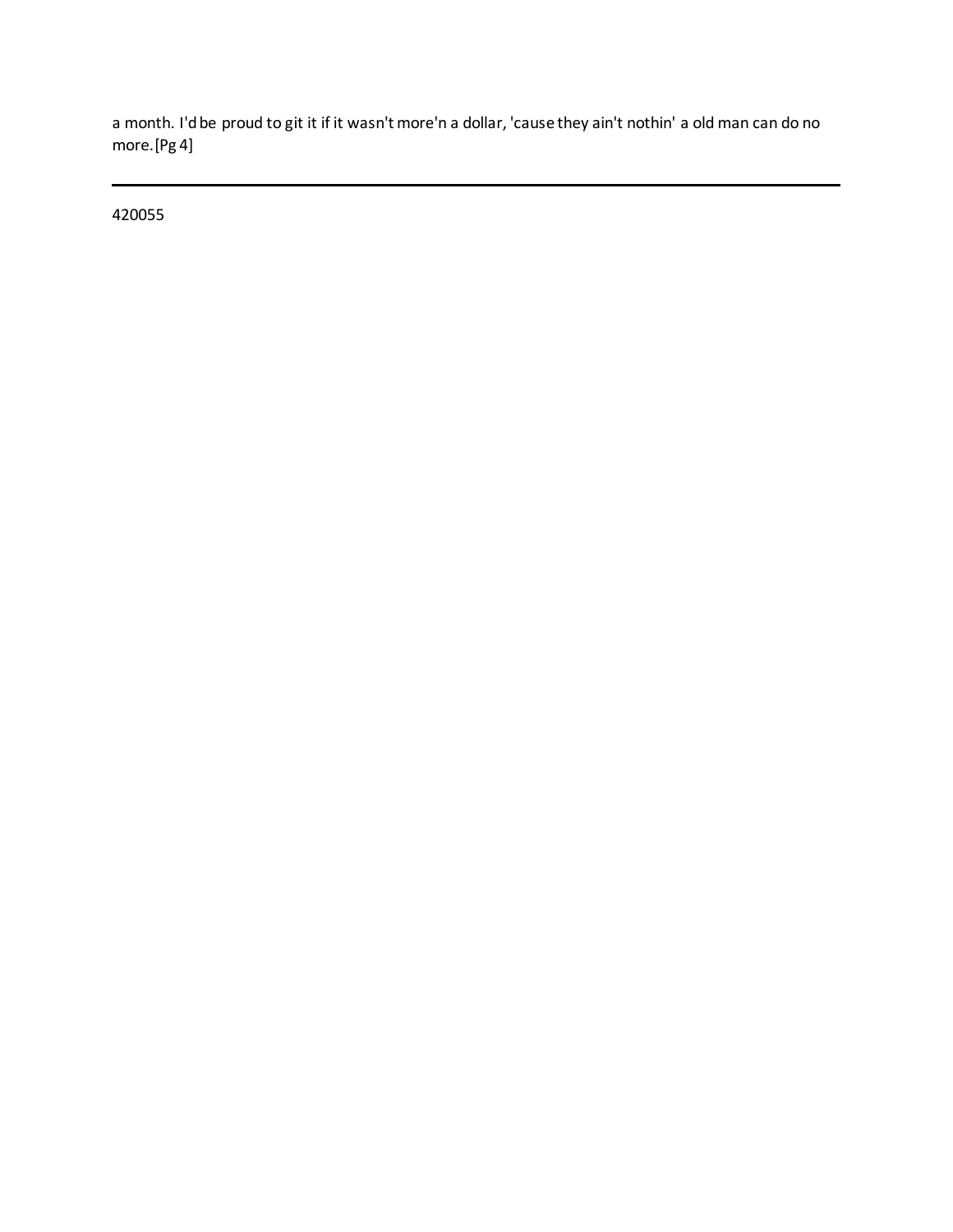a month. I'd be proud to git it if it wasn't more'n a dollar, 'cause they ain't nothin' a old man can do no more.[Pg 4]

---

420055